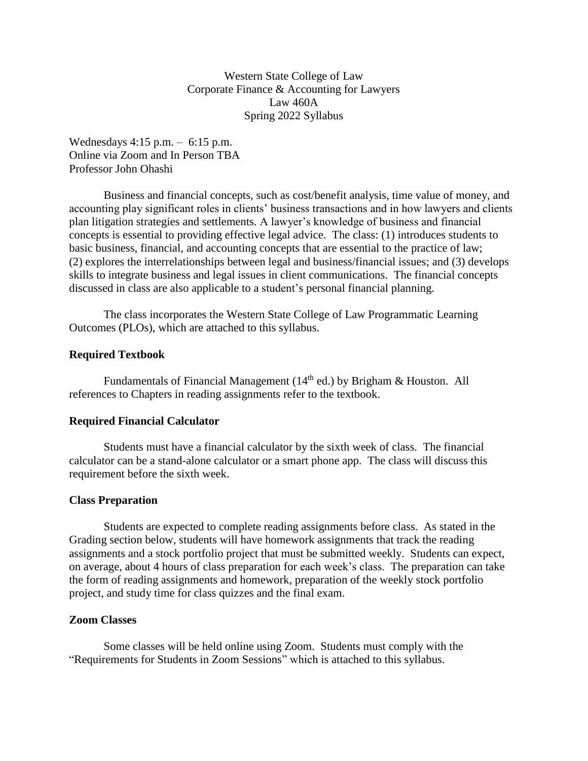# Western State College of Law
## Corporate Finance & Accounting for Lawyers
## Law 460A
## Spring 2022 Syllabus

Wednesdays 4:15 p.m. – 6:15 p.m.
Online via Zoom and In Person TBA
Professor John Ohashi

Business and financial concepts, such as cost/benefit analysis, time value of money, and accounting play significant roles in clients' business transactions and in how lawyers and clients plan litigation strategies and settlements. A lawyer's knowledge of business and financial concepts is essential to providing effective legal advice. The class: (1) introduces students to basic business, financial, and accounting concepts that are essential to the practice of law; (2) explores the interrelationships between legal and business/financial issues; and (3) develops skills to integrate business and legal issues in client communications. The financial concepts discussed in class are also applicable to a student's personal financial planning.

The class incorporates the Western State College of Law Programmatic Learning Outcomes (PLOs), which are attached to this syllabus.

### Required Textbook

Fundamentals of Financial Management (14th ed.) by Brigham & Houston. All references to Chapters in reading assignments refer to the textbook.

### Required Financial Calculator

Students must have a financial calculator by the sixth week of class. The financial calculator can be a stand-alone calculator or a smart phone app. The class will discuss this requirement before the sixth week.

### Class Preparation

Students are expected to complete reading assignments before class. As stated in the Grading section below, students will have homework assignments that track the reading assignments and a stock portfolio project that must be submitted weekly. Students can expect, on average, about 4 hours of class preparation for each week's class. The preparation can take the form of reading assignments and homework, preparation of the weekly stock portfolio project, and study time for class quizzes and the final exam.

### Zoom Classes

Some classes will be held online using Zoom. Students must comply with the "Requirements for Students in Zoom Sessions" which is attached to this syllabus.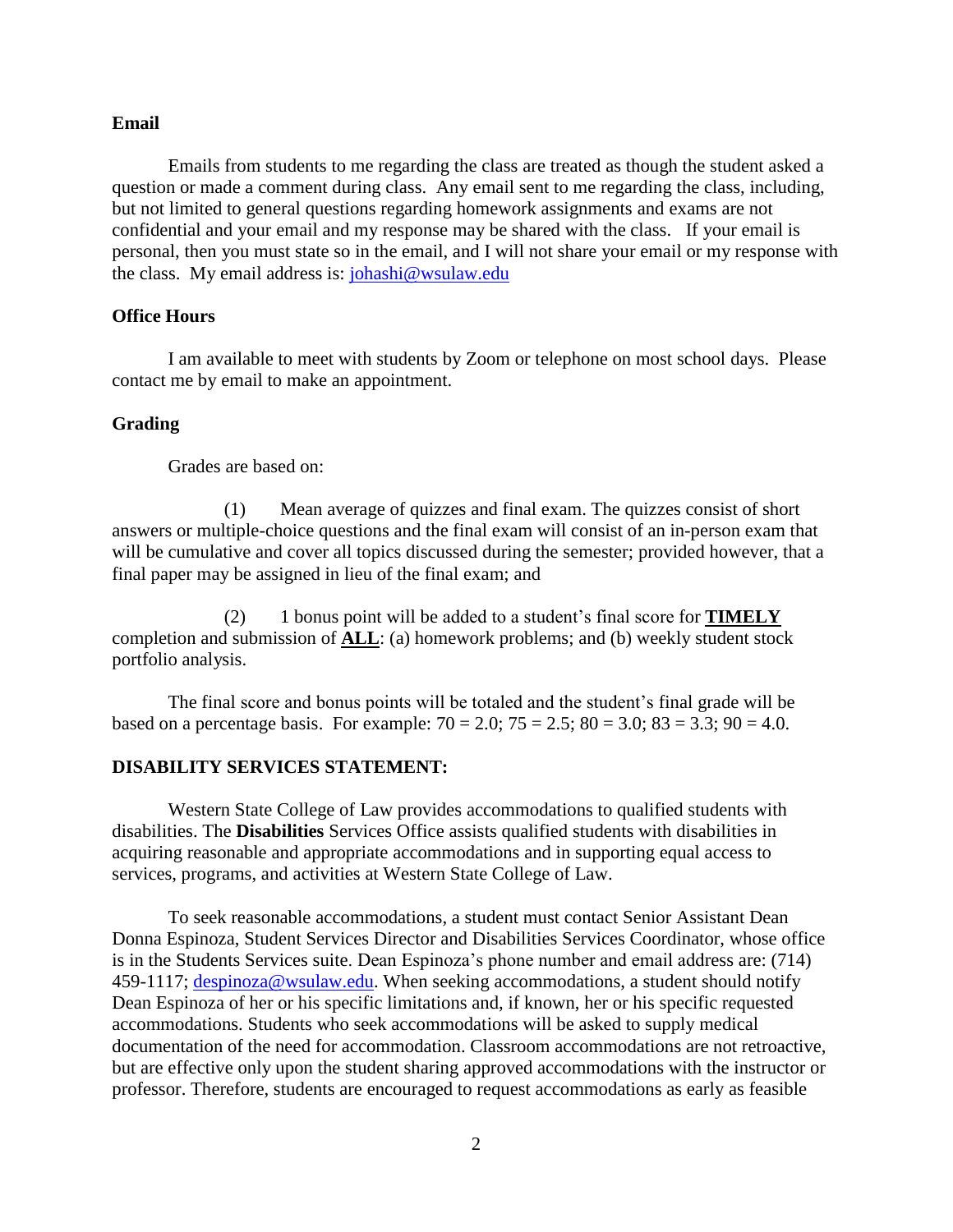### Email

Emails from students to me regarding the class are treated as though the student asked a question or made a comment during class. Any email sent to me regarding the class, including, but not limited to general questions regarding homework assignments and exams are not confidential and your email and my response may be shared with the class. If your email is personal, then you must state so in the email, and I will not share your email or my response with the class. My email address is: johashi@wsulaw.edu

### Office Hours

I am available to meet with students by Zoom or telephone on most school days. Please contact me by email to make an appointment.

### Grading

Grades are based on:

(1) Mean average of quizzes and final exam. The quizzes consist of short answers or multiple-choice questions and the final exam will consist of an in-person exam that will be cumulative and cover all topics discussed during the semester; provided however, that a final paper may be assigned in lieu of the final exam; and

(2) 1 bonus point will be added to a student's final score for **TIMELY** completion and submission of **ALL**: (a) homework problems; and (b) weekly student stock portfolio analysis.

The final score and bonus points will be totaled and the student's final grade will be based on a percentage basis. For example: 70 = 2.0; 75 = 2.5; 80 = 3.0; 83 = 3.3; 90 = 4.0.

### DISABILITY SERVICES STATEMENT:

Western State College of Law provides accommodations to qualified students with disabilities. The **Disabilities** Services Office assists qualified students with disabilities in acquiring reasonable and appropriate accommodations and in supporting equal access to services, programs, and activities at Western State College of Law.

To seek reasonable accommodations, a student must contact Senior Assistant Dean Donna Espinoza, Student Services Director and Disabilities Services Coordinator, whose office is in the Students Services suite. Dean Espinoza's phone number and email address are: (714) 459-1117; despinoza@wsulaw.edu. When seeking accommodations, a student should notify Dean Espinoza of her or his specific limitations and, if known, her or his specific requested accommodations. Students who seek accommodations will be asked to supply medical documentation of the need for accommodation. Classroom accommodations are not retroactive, but are effective only upon the student sharing approved accommodations with the instructor or professor. Therefore, students are encouraged to request accommodations as early as feasible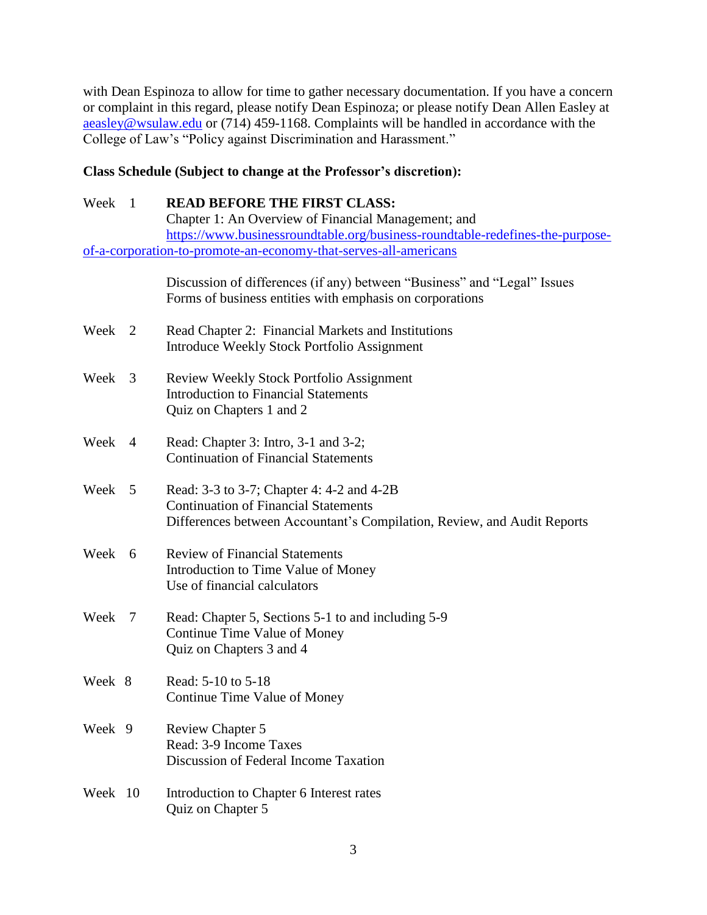with Dean Espinoza to allow for time to gather necessary documentation. If you have a concern or complaint in this regard, please notify Dean Espinoza; or please notify Dean Allen Easley at aeasley@wsulaw.edu or (714) 459-1168. Complaints will be handled in accordance with the College of Law's "Policy against Discrimination and Harassment."

**Class Schedule (Subject to change at the Professor's discretion):**

Week 1 **READ BEFORE THE FIRST CLASS:**
Chapter 1: An Overview of Financial Management; and
https://www.businessroundtable.org/business-roundtable-redefines-the-purpose-of-a-corporation-to-promote-an-economy-that-serves-all-americans

Discussion of differences (if any) between "Business" and "Legal" Issues
Forms of business entities with emphasis on corporations

Week 2 Read Chapter 2: Financial Markets and Institutions
Introduce Weekly Stock Portfolio Assignment

Week 3 Review Weekly Stock Portfolio Assignment
Introduction to Financial Statements
Quiz on Chapters 1 and 2

Week 4 Read: Chapter 3: Intro, 3-1 and 3-2;
Continuation of Financial Statements

Week 5 Read: 3-3 to 3-7; Chapter 4: 4-2 and 4-2B
Continuation of Financial Statements
Differences between Accountant's Compilation, Review, and Audit Reports

Week 6 Review of Financial Statements
Introduction to Time Value of Money
Use of financial calculators

Week 7 Read: Chapter 5, Sections 5-1 to and including 5-9
Continue Time Value of Money
Quiz on Chapters 3 and 4

Week 8 Read: 5-10 to 5-18
Continue Time Value of Money

Week 9 Review Chapter 5
Read: 3-9 Income Taxes
Discussion of Federal Income Taxation

Week 10 Introduction to Chapter 6 Interest rates
Quiz on Chapter 5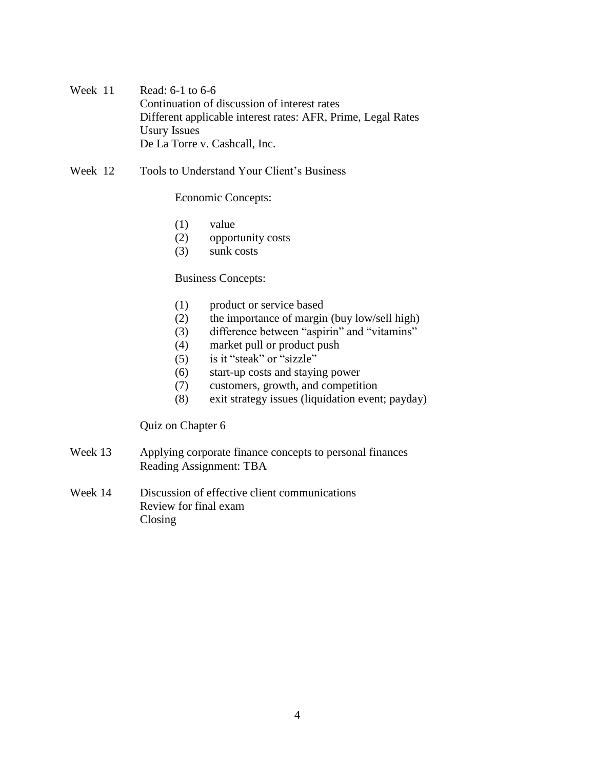Week 11 Read: 6-1 to 6-6
Continuation of discussion of interest rates
Different applicable interest rates: AFR, Prime, Legal Rates
Usury Issues
De La Torre v. Cashcall, Inc.

Week 12 Tools to Understand Your Client's Business

Economic Concepts:

(1) value
(2) opportunity costs
(3) sunk costs

Business Concepts:

(1) product or service based
(2) the importance of margin (buy low/sell high)
(3) difference between "aspirin" and "vitamins"
(4) market pull or product push
(5) is it "steak" or "sizzle"
(6) start-up costs and staying power
(7) customers, growth, and competition
(8) exit strategy issues (liquidation event; payday)

Quiz on Chapter 6

Week 13 Applying corporate finance concepts to personal finances
Reading Assignment: TBA

Week 14 Discussion of effective client communications
Review for final exam
Closing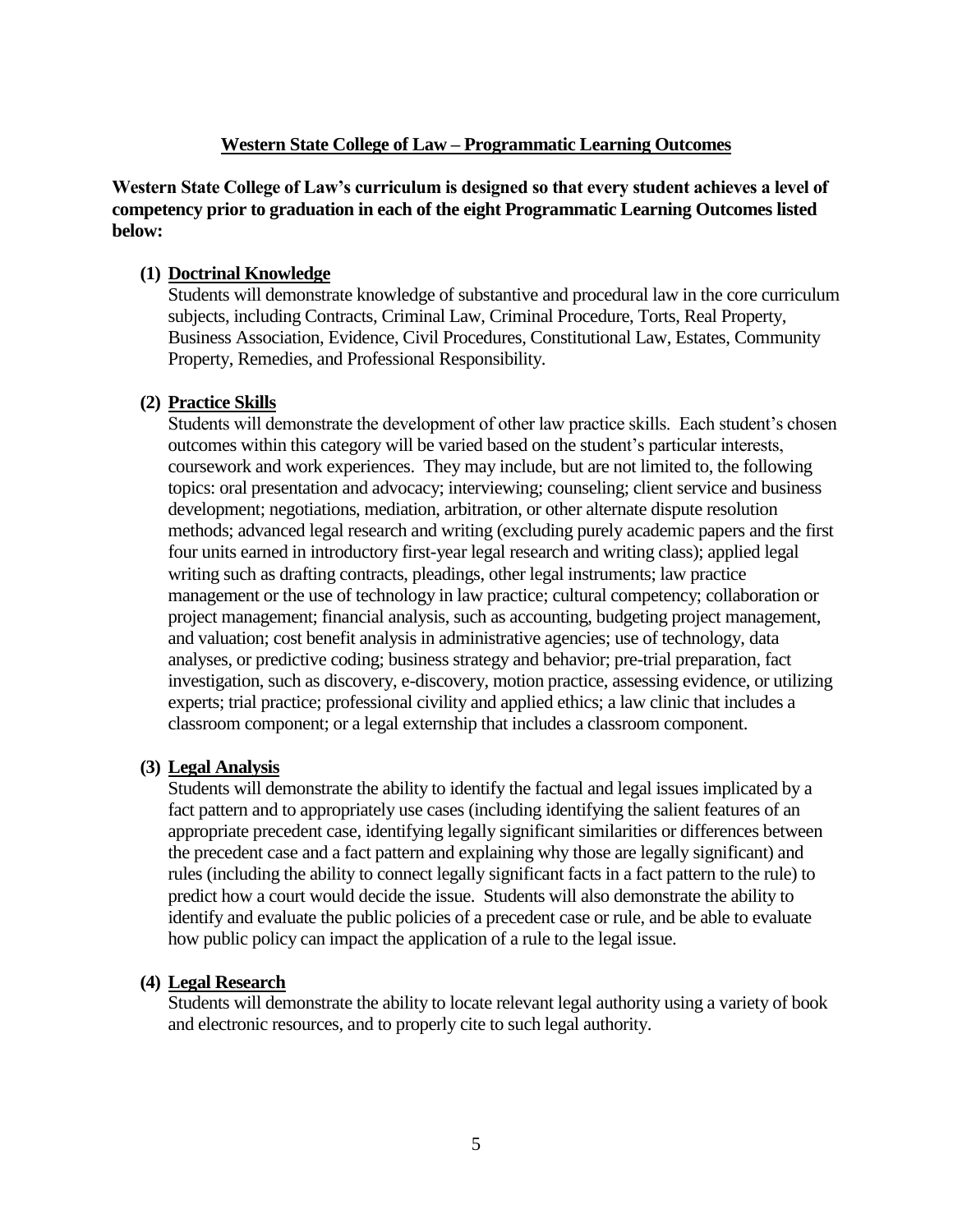## Western State College of Law – Programmatic Learning Outcomes

**Western State College of Law's curriculum is designed so that every student achieves a level of competency prior to graduation in each of the eight Programmatic Learning Outcomes listed below:**

**(1) Doctrinal Knowledge**

Students will demonstrate knowledge of substantive and procedural law in the core curriculum subjects, including Contracts, Criminal Law, Criminal Procedure, Torts, Real Property, Business Association, Evidence, Civil Procedures, Constitutional Law, Estates, Community Property, Remedies, and Professional Responsibility.

**(2) Practice Skills**

Students will demonstrate the development of other law practice skills. Each student's chosen outcomes within this category will be varied based on the student's particular interests, coursework and work experiences. They may include, but are not limited to, the following topics: oral presentation and advocacy; interviewing; counseling; client service and business development; negotiations, mediation, arbitration, or other alternate dispute resolution methods; advanced legal research and writing (excluding purely academic papers and the first four units earned in introductory first-year legal research and writing class); applied legal writing such as drafting contracts, pleadings, other legal instruments; law practice management or the use of technology in law practice; cultural competency; collaboration or project management; financial analysis, such as accounting, budgeting project management, and valuation; cost benefit analysis in administrative agencies; use of technology, data analyses, or predictive coding; business strategy and behavior; pre-trial preparation, fact investigation, such as discovery, e-discovery, motion practice, assessing evidence, or utilizing experts; trial practice; professional civility and applied ethics; a law clinic that includes a classroom component; or a legal externship that includes a classroom component.

**(3) Legal Analysis**

Students will demonstrate the ability to identify the factual and legal issues implicated by a fact pattern and to appropriately use cases (including identifying the salient features of an appropriate precedent case, identifying legally significant similarities or differences between the precedent case and a fact pattern and explaining why those are legally significant) and rules (including the ability to connect legally significant facts in a fact pattern to the rule) to predict how a court would decide the issue. Students will also demonstrate the ability to identify and evaluate the public policies of a precedent case or rule, and be able to evaluate how public policy can impact the application of a rule to the legal issue.

**(4) Legal Research**

Students will demonstrate the ability to locate relevant legal authority using a variety of book and electronic resources, and to properly cite to such legal authority.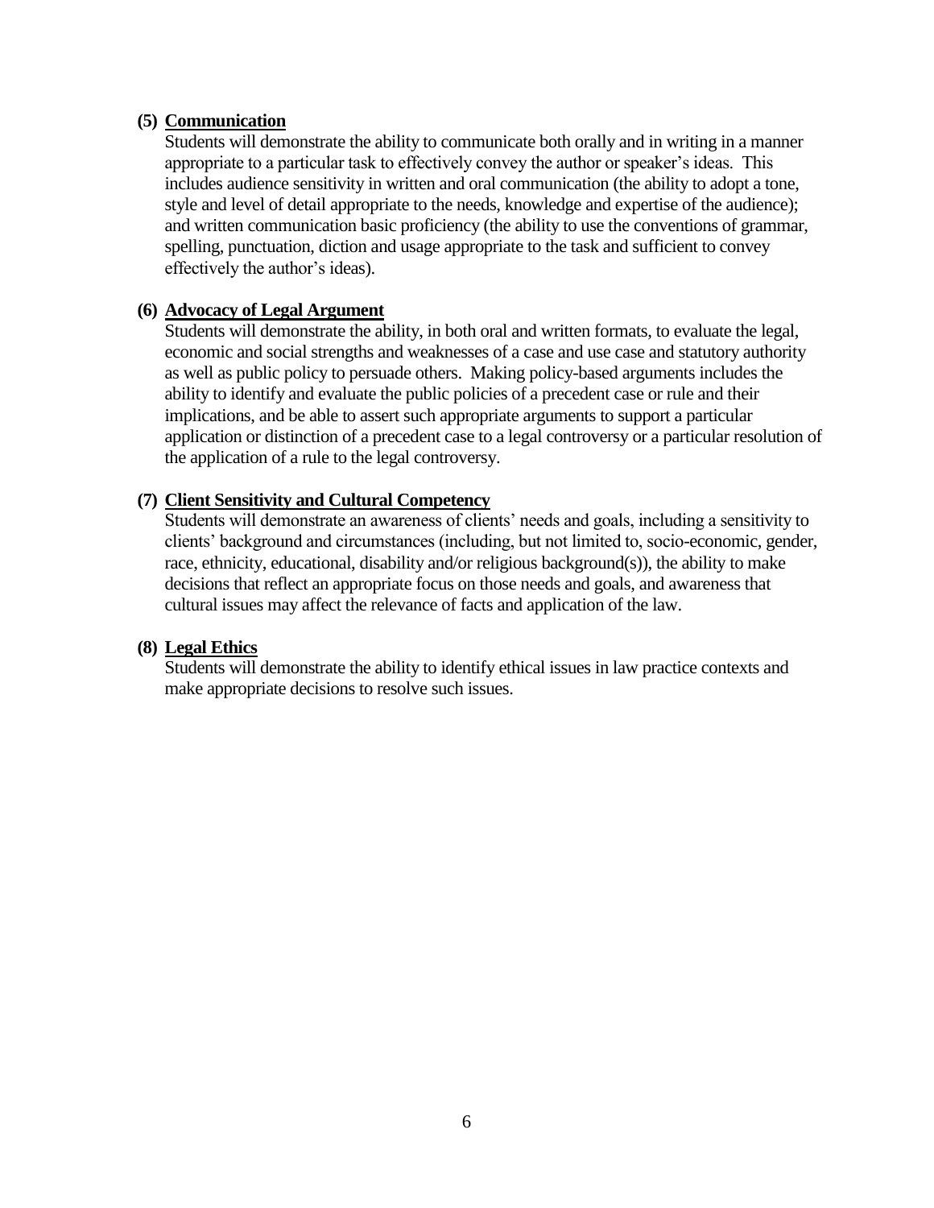**(5) Communication**

Students will demonstrate the ability to communicate both orally and in writing in a manner appropriate to a particular task to effectively convey the author or speaker's ideas. This includes audience sensitivity in written and oral communication (the ability to adopt a tone, style and level of detail appropriate to the needs, knowledge and expertise of the audience); and written communication basic proficiency (the ability to use the conventions of grammar, spelling, punctuation, diction and usage appropriate to the task and sufficient to convey effectively the author's ideas).

**(6) Advocacy of Legal Argument**

Students will demonstrate the ability, in both oral and written formats, to evaluate the legal, economic and social strengths and weaknesses of a case and use case and statutory authority as well as public policy to persuade others. Making policy-based arguments includes the ability to identify and evaluate the public policies of a precedent case or rule and their implications, and be able to assert such appropriate arguments to support a particular application or distinction of a precedent case to a legal controversy or a particular resolution of the application of a rule to the legal controversy.

**(7) Client Sensitivity and Cultural Competency**

Students will demonstrate an awareness of clients' needs and goals, including a sensitivity to clients' background and circumstances (including, but not limited to, socio-economic, gender, race, ethnicity, educational, disability and/or religious background(s)), the ability to make decisions that reflect an appropriate focus on those needs and goals, and awareness that cultural issues may affect the relevance of facts and application of the law.

**(8) Legal Ethics**

Students will demonstrate the ability to identify ethical issues in law practice contexts and make appropriate decisions to resolve such issues.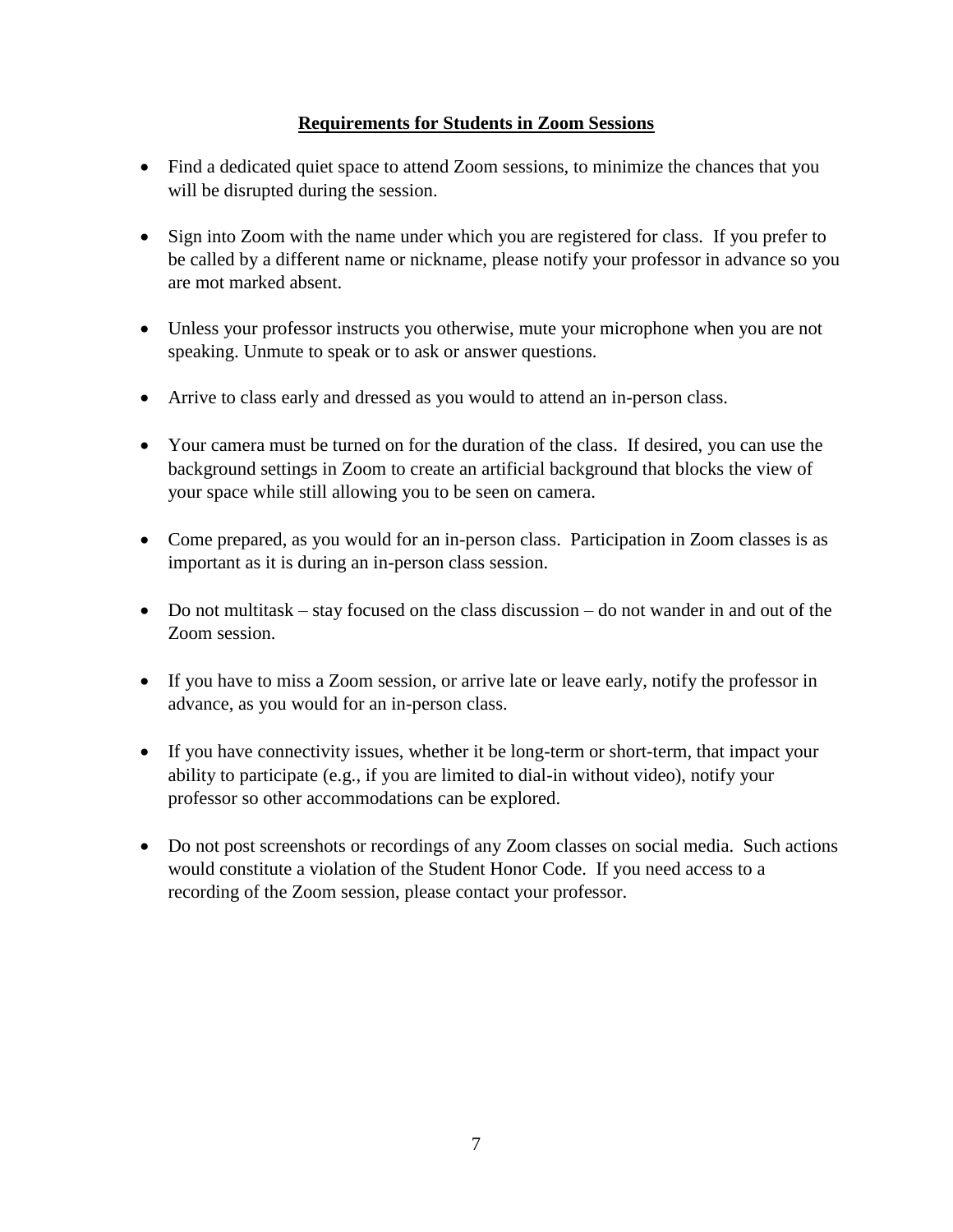## **Requirements for Students in Zoom Sessions**

- Find a dedicated quiet space to attend Zoom sessions, to minimize the chances that you will be disrupted during the session.

- Sign into Zoom with the name under which you are registered for class. If you prefer to be called by a different name or nickname, please notify your professor in advance so you are mot marked absent.

- Unless your professor instructs you otherwise, mute your microphone when you are not speaking. Unmute to speak or to ask or answer questions.

- Arrive to class early and dressed as you would to attend an in-person class.

- Your camera must be turned on for the duration of the class. If desired, you can use the background settings in Zoom to create an artificial background that blocks the view of your space while still allowing you to be seen on camera.

- Come prepared, as you would for an in-person class. Participation in Zoom classes is as important as it is during an in-person class session.

- Do not multitask – stay focused on the class discussion – do not wander in and out of the Zoom session.

- If you have to miss a Zoom session, or arrive late or leave early, notify the professor in advance, as you would for an in-person class.

- If you have connectivity issues, whether it be long-term or short-term, that impact your ability to participate (e.g., if you are limited to dial-in without video), notify your professor so other accommodations can be explored.

- Do not post screenshots or recordings of any Zoom classes on social media. Such actions would constitute a violation of the Student Honor Code. If you need access to a recording of the Zoom session, please contact your professor.